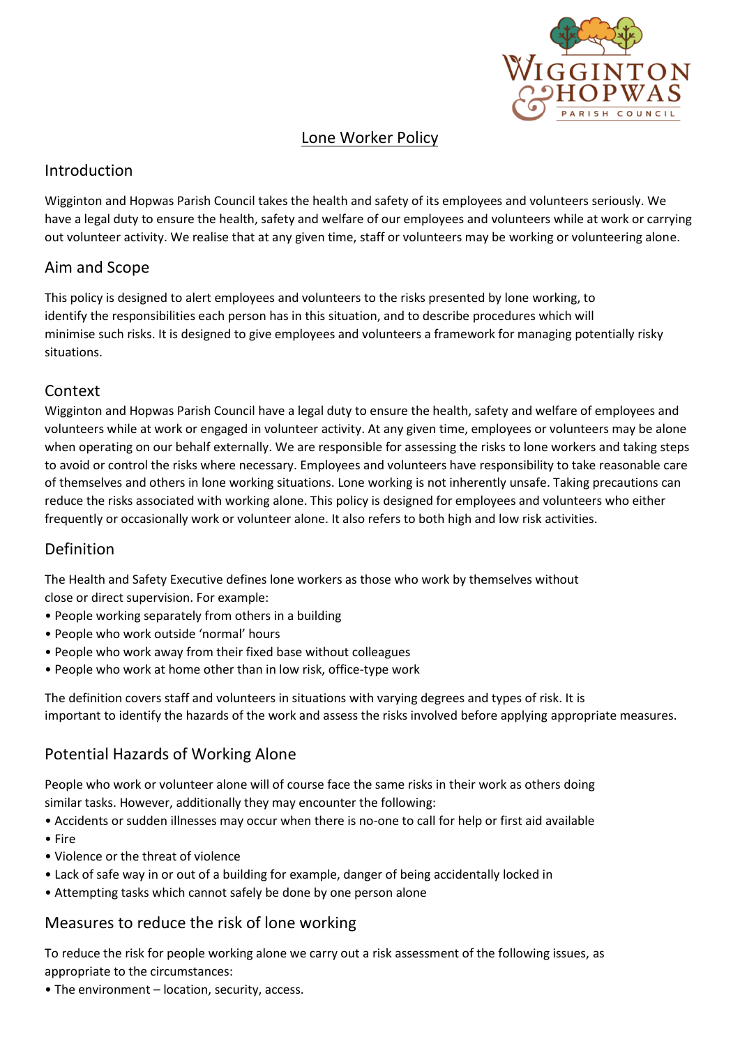# Lone Worker Policy

## Introduction

Wigginton and Hopwas Parish Council takes the health and safety of its employees and volunteers seriously. We have a legal duty to ensure the health, safety and welfare of our employees and volunteers while at work or carrying out volunteer activity. We realise that at any given time, staff or volunteers may be working or volunteering alone.

## Aim and Scope

This policy is designed to alert employees and volunteers to the risks presented by lone working, to identify the responsibilities each person has in this situation, and to describe procedures which will minimise such risks. It is designed to give employees and volunteers a framework for managing potentially risky situations.

## Context

Wigginton and Hopwas Parish Council have a legal duty to ensure the health, safety and welfare of employees and volunteers while at work or engaged in volunteer activity. At any given time, employees or volunteers may be alone when operating on our behalf externally. We are responsible for assessing the risks to lone workers and taking steps to avoid or control the risks where necessary. Employees and volunteers have responsibility to take reasonable care of themselves and others in lone working situations. Lone working is not inherently unsafe. Taking precautions can reduce the risks associated with working alone. This policy is designed for employees and volunteers who either frequently or occasionally work or volunteer alone. It also refers to both high and low risk activities.

## Definition

The Health and Safety Executive defines lone workers as those who work by themselves without close or direct supervision. For example:

- People working separately from others in a building
- People who work outside 'normal' hours
- People who work away from their fixed base without colleagues
- People who work at home other than in low risk, office-type work

The definition covers staff and volunteers in situations with varying degrees and types of risk. It is important to identify the hazards of the work and assess the risks involved before applying appropriate measures.

## Potential Hazards of Working Alone

People who work or volunteer alone will of course face the same risks in their work as others doing similar tasks. However, additionally they may encounter the following:

- Accidents or sudden illnesses may occur when there is no-one to call for help or first aid available
- Fire
- Violence or the threat of violence
- Lack of safe way in or out of a building for example, danger of being accidentally locked in
- Attempting tasks which cannot safely be done by one person alone

## Measures to reduce the risk of lone working

To reduce the risk for people working alone we carry out a risk assessment of the following issues, as appropriate to the circumstances:

- The environment – location, security, access.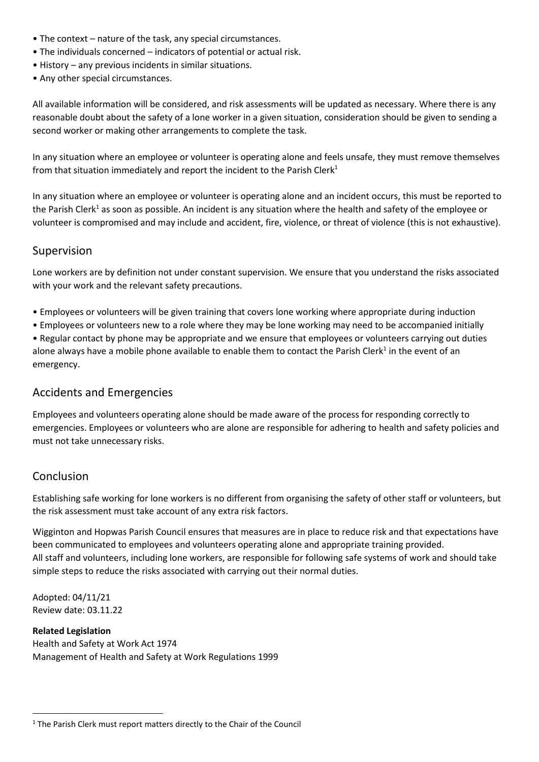- The context – nature of the task, any special circumstances.
- The individuals concerned – indicators of potential or actual risk.
- History – any previous incidents in similar situations.
- Any other special circumstances.

All available information will be considered, and risk assessments will be updated as necessary. Where there is any reasonable doubt about the safety of a lone worker in a given situation, consideration should be given to sending a second worker or making other arrangements to complete the task.

In any situation where an employee or volunteer is operating alone and feels unsafe, they must remove themselves from that situation immediately and report the incident to the Parish Clerk[1]

In any situation where an employee or volunteer is operating alone and an incident occurs, this must be reported to the Parish Clerk[1] as soon as possible. An incident is any situation where the health and safety of the employee or volunteer is compromised and may include and accident, fire, violence, or threat of violence (this is not exhaustive).

## Supervision

Lone workers are by definition not under constant supervision. We ensure that you understand the risks associated with your work and the relevant safety precautions.

- Employees or volunteers will be given training that covers lone working where appropriate during induction
- Employees or volunteers new to a role where they may be lone working may need to be accompanied initially
- Regular contact by phone may be appropriate and we ensure that employees or volunteers carrying out duties alone always have a mobile phone available to enable them to contact the Parish Clerk[1] in the event of an emergency.

## Accidents and Emergencies

Employees and volunteers operating alone should be made aware of the process for responding correctly to emergencies. Employees or volunteers who are alone are responsible for adhering to health and safety policies and must not take unnecessary risks.

## Conclusion

Establishing safe working for lone workers is no different from organising the safety of other staff or volunteers, but the risk assessment must take account of any extra risk factors.

Wigginton and Hopwas Parish Council ensures that measures are in place to reduce risk and that expectations have been communicated to employees and volunteers operating alone and appropriate training provided.
All staff and volunteers, including lone workers, are responsible for following safe systems of work and should take simple steps to reduce the risks associated with carrying out their normal duties.

Adopted: 04/11/21
Review date: 03.11.22

**Related Legislation**
Health and Safety at Work Act 1974
Management of Health and Safety at Work Regulations 1999

[1] The Parish Clerk must report matters directly to the Chair of the Council